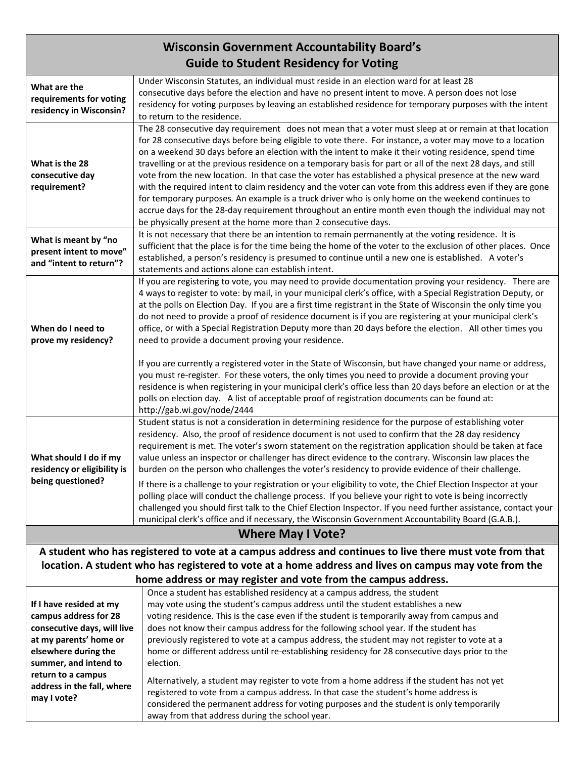# Wisconsin Government Accountability Board's Guide to Student Residency for Voting

| | |
|---|---|
| **What are the requirements for voting residency in Wisconsin?** | Under Wisconsin Statutes, an individual must reside in an election ward for at least 28 consecutive days before the election and have no present intent to move. A person does not lose residency for voting purposes by leaving an established residence for temporary purposes with the intent to return to the residence. |
| **What is the 28 consecutive day requirement?** | The 28 consecutive day requirement does not mean that a voter must sleep at or remain at that location for 28 consecutive days before being eligible to vote there. For instance, a voter may move to a location on a weekend 30 days before an election with the intent to make it their voting residence, spend time travelling or at the previous residence on a temporary basis for part or all of the next 28 days, and still vote from the new location. In that case the voter has established a physical presence at the new ward with the required intent to claim residency and the voter can vote from this address even if they are gone for temporary purposes. An example is a truck driver who is only home on the weekend continues to accrue days for the 28-day requirement throughout an entire month even though the individual may not be physically present at the home more than 2 consecutive days. |
| **What is meant by "no present intent to move" and "intent to return"?** | It is not necessary that there be an intention to remain permanently at the voting residence. It is sufficient that the place is for the time being the home of the voter to the exclusion of other places. Once established, a person's residency is presumed to continue until a new one is established. A voter's statements and actions alone can establish intent. |
| **When do I need to prove my residency?** | If you are registering to vote, you may need to provide documentation proving your residency. There are 4 ways to register to vote: by mail, in your municipal clerk's office, with a Special Registration Deputy, or at the polls on Election Day. If you are a first time registrant in the State of Wisconsin the only time you do not need to provide a proof of residence document is if you are registering at your municipal clerk's office, or with a Special Registration Deputy more than 20 days before the election. All other times you need to provide a document proving your residence.<br><br>If you are currently a registered voter in the State of Wisconsin, but have changed your name or address, you must re-register. For these voters, the only times you need to provide a document proving your residence is when registering in your municipal clerk's office less than 20 days before an election or at the polls on election day. A list of acceptable proof of registration documents can be found at: http://gab.wi.gov/node/2444 |
| **What should I do if my residency or eligibility is being questioned?** | Student status is not a consideration in determining residence for the purpose of establishing voter residency. Also, the proof of residence document is not used to confirm that the 28 day residency requirement is met. The voter's sworn statement on the registration application should be taken at face value unless an inspector or challenger has direct evidence to the contrary. Wisconsin law places the burden on the person who challenges the voter's residency to provide evidence of their challenge.<br><br>If there is a challenge to your registration or your eligibility to vote, the Chief Election Inspector at your polling place will conduct the challenge process. If you believe your right to vote is being incorrectly challenged you should first talk to the Chief Election Inspector. If you need further assistance, contact your municipal clerk's office and if necessary, the Wisconsin Government Accountability Board (G.A.B.). |

## Where May I Vote?

**A student who has registered to vote at a campus address and continues to live there must vote from that location. A student who has registered to vote at a home address and lives on campus may vote from the home address or may register and vote from the campus address.**

| | |
|---|---|
| **If I have resided at my campus address for 28 consecutive days, will live at my parents' home or elsewhere during the summer, and intend to return to a campus address in the fall, where may I vote?** | Once a student has established residency at a campus address, the student may vote using the student's campus address until the student establishes a new voting residence. This is the case even if the student is temporarily away from campus and does not know their campus address for the following school year. If the student has previously registered to vote at a campus address, the student may not register to vote at a home or different address until re-establishing residency for 28 consecutive days prior to the election.<br><br>Alternatively, a student may register to vote from a home address if the student has not yet registered to vote from a campus address. In that case the student's home address is considered the permanent address for voting purposes and the student is only temporarily away from that address during the school year. |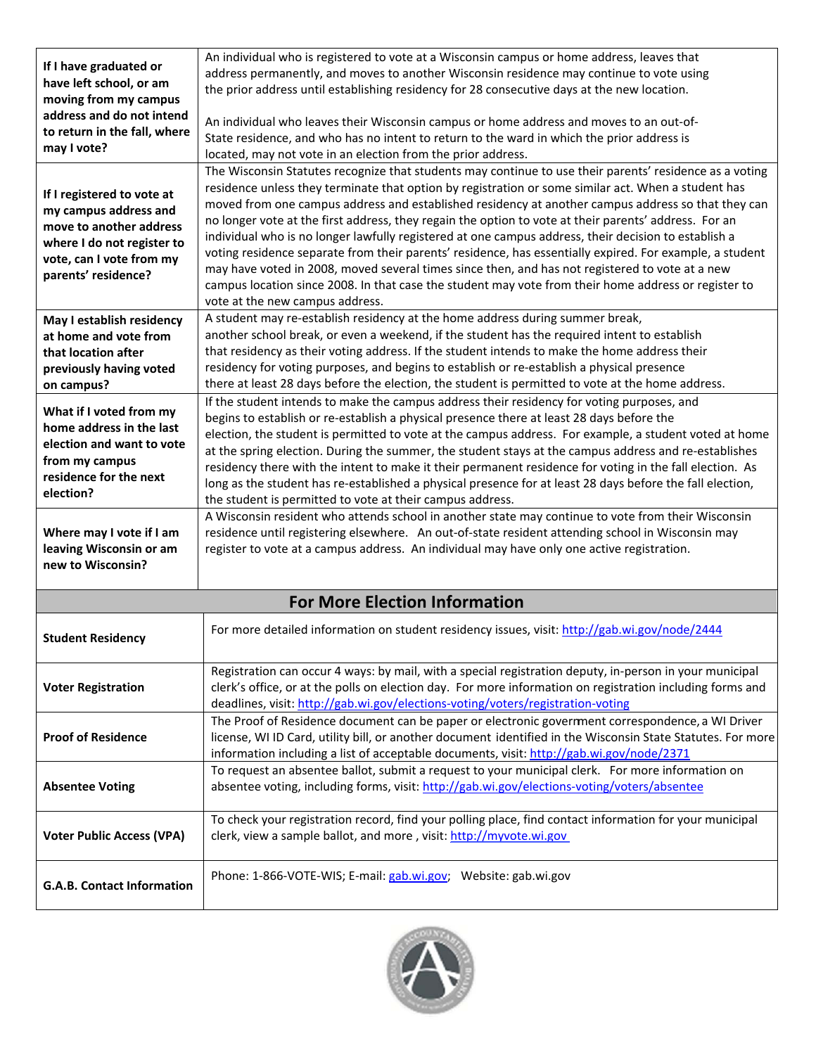| | |
|---|---|
| **If I have graduated or have left school, or am moving from my campus address and do not intend to return in the fall, where may I vote?** | An individual who is registered to vote at a Wisconsin campus or home address, leaves that address permanently, and moves to another Wisconsin residence may continue to vote using the prior address until establishing residency for 28 consecutive days at the new location.<br><br>An individual who leaves their Wisconsin campus or home address and moves to an out-of-State residence, and who has no intent to return to the ward in which the prior address is located, may not vote in an election from the prior address. |
| **If I registered to vote at my campus address and move to another address where I do not register to vote, can I vote from my parents' residence?** | The Wisconsin Statutes recognize that students may continue to use their parents' residence as a voting residence unless they terminate that option by registration or some similar act. When a student has moved from one campus address and established residency at another campus address so that they can no longer vote at the first address, they regain the option to vote at their parents' address. For an individual who is no longer lawfully registered at one campus address, their decision to establish a voting residence separate from their parents' residence, has essentially expired. For example, a student may have voted in 2008, moved several times since then, and has not registered to vote at a new campus location since 2008. In that case the student may vote from their home address or register to vote at the new campus address. |
| **May I establish residency at home and vote from that location after previously having voted on campus?** | A student may re-establish residency at the home address during summer break, another school break, or even a weekend, if the student has the required intent to establish that residency as their voting address. If the student intends to make the home address their residency for voting purposes, and begins to establish or re-establish a physical presence there at least 28 days before the election, the student is permitted to vote at the home address. |
| **What if I voted from my home address in the last election and want to vote from my campus residence for the next election?** | If the student intends to make the campus address their residency for voting purposes, and begins to establish or re-establish a physical presence there at least 28 days before the election, the student is permitted to vote at the campus address. For example, a student voted at home at the spring election. During the summer, the student stays at the campus address and re-establishes residency there with the intent to make it their permanent residence for voting in the fall election. As long as the student has re-established a physical presence for at least 28 days before the fall election, the student is permitted to vote at their campus address. |
| **Where may I vote if I am leaving Wisconsin or am new to Wisconsin?** | A Wisconsin resident who attends school in another state may continue to vote from their Wisconsin residence until registering elsewhere. An out-of-state resident attending school in Wisconsin may register to vote at a campus address. An individual may have only one active registration. |

## For More Election Information

| | |
|---|---|
| **Student Residency** | For more detailed information on student residency issues, visit: http://gab.wi.gov/node/2444 |
| **Voter Registration** | Registration can occur 4 ways: by mail, with a special registration deputy, in-person in your municipal clerk's office, or at the polls on election day. For more information on registration including forms and deadlines, visit: http://gab.wi.gov/elections-voting/voters/registration-voting |
| **Proof of Residence** | The Proof of Residence document can be paper or electronic government correspondence, a WI Driver license, WI ID Card, utility bill, or another document identified in the Wisconsin State Statutes. For more information including a list of acceptable documents, visit: http://gab.wi.gov/node/2371 |
| **Absentee Voting** | To request an absentee ballot, submit a request to your municipal clerk. For more information on absentee voting, including forms, visit: http://gab.wi.gov/elections-voting/voters/absentee |
| **Voter Public Access (VPA)** | To check your registration record, find your polling place, find contact information for your municipal clerk, view a sample ballot, and more , visit: http://myvote.wi.gov |
| **G.A.B. Contact Information** | Phone: 1-866-VOTE-WIS; E-mail: gab.wi.gov; Website: gab.wi.gov |